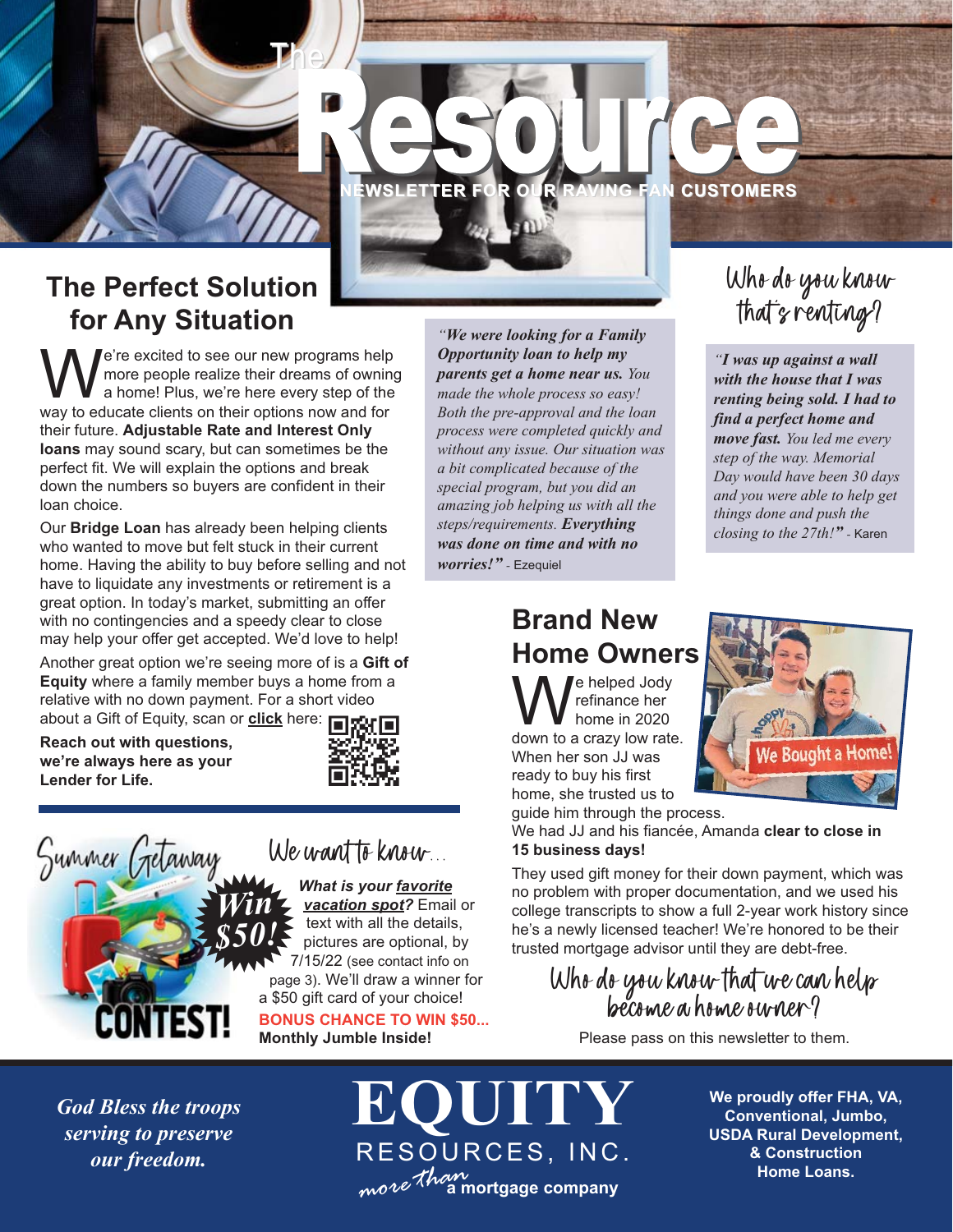# The Resource

NEWSLETTER FOR OUR RAVING FAN CUSTOMERS

## The Perfect Solution for Any Situation

We're excited to see our new programs help more people realize their dreams of owning a home! Plus, we're here every step of the way to educate clients on their options now and for their future. **Adjustable Rate and Interest Only loans** may sound scary, but can sometimes be the perfect fit. We will explain the options and break down the numbers so buyers are confident in their loan choice.

Our **Bridge Loan** has already been helping clients who wanted to move but felt stuck in their current home. Having the ability to buy before selling and not have to liquidate any investments or retirement is a great option. In today's market, submitting an offer with no contingencies and a speedy clear to close may help your offer get accepted. We'd love to help!

Another great option we're seeing more of is a **Gift of Equity** where a family member buys a home from a relative with no down payment. For a short video about a Gift of Equity, scan or **click** here:

**Reach out with questions, we're always here as your Lender for Life.**

*"**We were looking for a Family Opportunity loan to help my parents get a home near us.** You made the whole process so easy! Both the pre-approval and the loan process were completed quickly and without any issue. Our situation was a bit complicated because of the special program, but you did an amazing job helping us with all the steps/requirements. **Everything was done on time and with no worries!**"* - Ezequiel

## Who do you know that's renting?

*"**I was up against a wall with the house that I was renting being sold. I had to find a perfect home and move fast.** You led me every step of the way. Memorial Day would have been 30 days and you were able to help get things done and push the closing to the 27th!"* - Karen

## Brand New Home Owners

We Bought a Home!

We helped Jody refinance her home in 2020 down to a crazy low rate. When her son JJ was ready to buy his first home, she trusted us to guide him through the process. We had JJ and his fiancée, Amanda **clear to close in 15 business days!**

They used gift money for their down payment, which was no problem with proper documentation, and we used his college transcripts to show a full 2-year work history since he's a newly licensed teacher! We're honored to be their trusted mortgage advisor until they are debt-free.

### Who do you know that we can help become a home owner?

Please pass on this newsletter to them.

## Summer Getaway CONTEST! Win $50!

### We want to know...

***What is your favorite vacation spot?*** Email or text with all the details, pictures are optional, by 7/15/22 (see contact info on page 3). We'll draw a winner for a $50 gift card of your choice!

**BONUS CHANCE TO WIN $50...**
**Monthly Jumble Inside!**

*God Bless the troops serving to preserve our freedom.*

**EQUITY RESOURCES, INC.** *more than* **a mortgage company**

**We proudly offer FHA, VA, Conventional, Jumbo, USDA Rural Development, & Construction Home Loans.**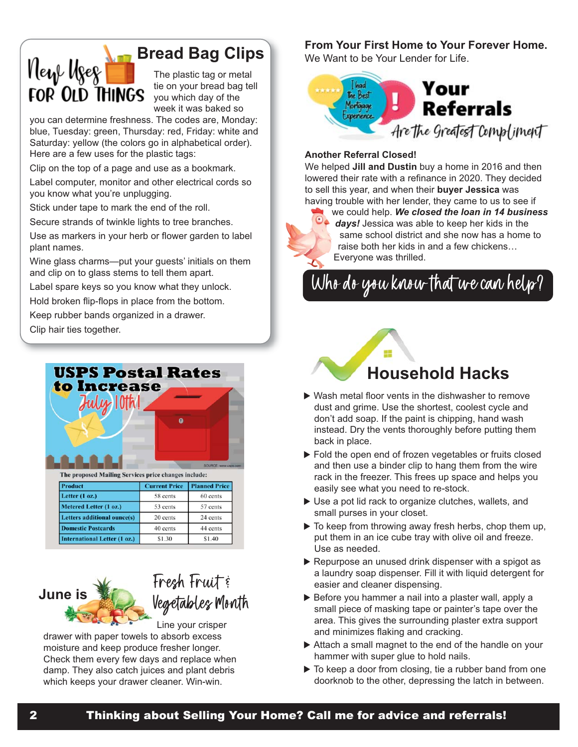## New Uses FOR OLD THINGS

## Bread Bag Clips

The plastic tag or metal tie on your bread bag tell you which day of the week it was baked so you can determine freshness. The codes are, Monday: blue, Tuesday: green, Thursday: red, Friday: white and Saturday: yellow (the colors go in alphabetical order). Here are a few uses for the plastic tags:

Clip on the top of a page and use as a bookmark.

Label computer, monitor and other electrical cords so you know what you're unplugging.

Stick under tape to mark the end of the roll.

Secure strands of twinkle lights to tree branches.

Use as markers in your herb or flower garden to label plant names.

Wine glass charms—put your guests' initials on them and clip on to glass stems to tell them apart.

Label spare keys so you know what they unlock.

Hold broken flip-flops in place from the bottom.

Keep rubber bands organized in a drawer.

Clip hair ties together.

## USPS Postal Rates to Increase July 10th!

SOURCE: www.usps.com

The proposed Mailing Services price changes include:

| Product | Current Price | Planned Price |
|---|---|---|
| Letter (1 oz.) | 58 cents | 60 cents |
| Metered Letter (1 oz.) | 53 cents | 57 cents |
| Letters additional ounce(s) | 20 cents | 24 cents |
| Domestic Postcards | 40 cents | 44 cents |
| International Letter (1 oz.) | $1.30 | $1.40 |

## June is Fresh Fruit & Vegetables Month

Line your crisper drawer with paper towels to absorb excess moisture and keep produce fresher longer. Check them every few days and replace when damp. They also catch juices and plant debris which keeps your drawer cleaner. Win-win.

**From Your First Home to Your Forever Home.**
We Want to be Your Lender for Life.

I had the Best Mortgage Experience.

## Your Referrals Are the Greatest Compliment

**Another Referral Closed!**
We helped **Jill and Dustin** buy a home in 2016 and then lowered their rate with a refinance in 2020. They decided to sell this year, and when their **buyer Jessica** was having trouble with her lender, they came to us to see if we could help. ***We closed the loan in 14 business days!*** Jessica was able to keep her kids in the same school district and she now has a home to raise both her kids in and a few chickens… Everyone was thrilled.

**Who do you know that we can help?**

## Household Hacks

- Wash metal floor vents in the dishwasher to remove dust and grime. Use the shortest, coolest cycle and don't add soap. If the paint is chipping, hand wash instead. Dry the vents thoroughly before putting them back in place.
- Fold the open end of frozen vegetables or fruits closed and then use a binder clip to hang them from the wire rack in the freezer. This frees up space and helps you easily see what you need to re-stock.
- Use a pot lid rack to organize clutches, wallets, and small purses in your closet.
- To keep from throwing away fresh herbs, chop them up, put them in an ice cube tray with olive oil and freeze. Use as needed.
- Repurpose an unused drink dispenser with a spigot as a laundry soap dispenser. Fill it with liquid detergent for easier and cleaner dispensing.
- Before you hammer a nail into a plaster wall, apply a small piece of masking tape or painter's tape over the area. This gives the surrounding plaster extra support and minimizes flaking and cracking.
- Attach a small magnet to the end of the handle on your hammer with super glue to hold nails.
- To keep a door from closing, tie a rubber band from one doorknob to the other, depressing the latch in between.

**Thinking about Selling Your Home? Call me for advice and referrals!**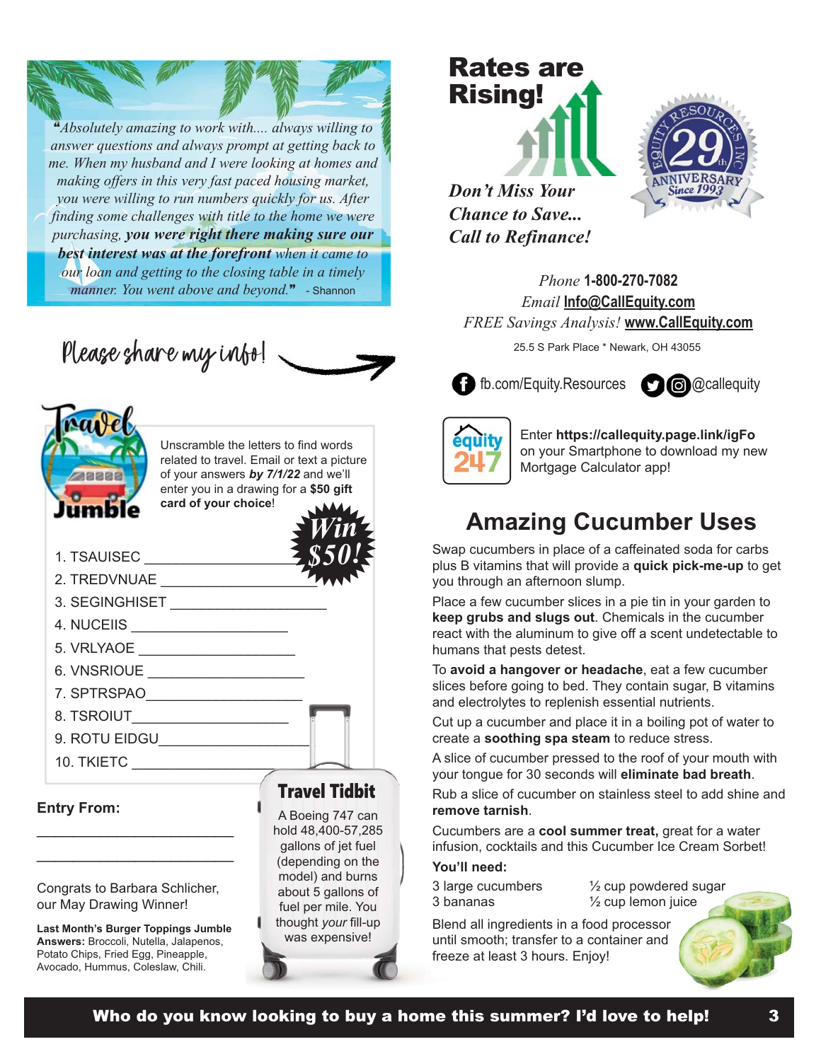*"Absolutely amazing to work with.... always willing to answer questions and always prompt at getting back to me. When my husband and I were looking at homes and making offers in this very fast paced housing market, you were willing to run numbers quickly for us. After finding some challenges with title to the home we were purchasing, **you were right there making sure our best interest was at the forefront** when it came to our loan and getting to the closing table in a timely manner. You went above and beyond."* - Shannon

Please share my info!

## Travel Jumble

Unscramble the letters to find words related to travel. Email or text a picture of your answers ***by 7/1/22*** and we'll enter you in a drawing for a **$50 gift card of your choice**!

**Win $50!**

1. TSAUISEC ____________________
2. TREDVNUAE ____________________
3. SEGINGHISET ____________________
4. NUCEIIS ____________________
5. VRLYAOE ____________________
6. VNSRIOUE ____________________
7. SPTRSPAO____________________
8. TSROIUT____________________
9. ROTU EIDGU____________________
10. TKIETC ____________________

**Entry From:**

________________________

________________________

Congrats to Barbara Schlicher, our May Drawing Winner!

**Last Month's Burger Toppings Jumble Answers:** Broccoli, Nutella, Jalapenos, Potato Chips, Fried Egg, Pineapple, Avocado, Hummus, Coleslaw, Chili.

### Travel Tidbit

A Boeing 747 can hold 48,400-57,285 gallons of jet fuel (depending on the model) and burns about 5 gallons of fuel per mile. You thought *your* fill-up was expensive!

# Rates are Rising!

***Don't Miss Your Chance to Save... Call to Refinance!***

EQUITY RESOURCES INC 29th ANNIVERSARY Since 1993

*Phone* **1-800-270-7082**
*Email* **Info@CallEquity.com**
*FREE Savings Analysis!* **www.CallEquity.com**
25.5 S Park Place * Newark, OH 43055

fb.com/Equity.Resources @callequity

Enter **https://callequity.page.link/igFo** on your Smartphone to download my new Mortgage Calculator app!

## Amazing Cucumber Uses

Swap cucumbers in place of a caffeinated soda for carbs plus B vitamins that will provide a **quick pick-me-up** to get you through an afternoon slump.

Place a few cucumber slices in a pie tin in your garden to **keep grubs and slugs out**. Chemicals in the cucumber react with the aluminum to give off a scent undetectable to humans that pests detest.

To **avoid a hangover or headache**, eat a few cucumber slices before going to bed. They contain sugar, B vitamins and electrolytes to replenish essential nutrients.

Cut up a cucumber and place it in a boiling pot of water to create a **soothing spa steam** to reduce stress.

A slice of cucumber pressed to the roof of your mouth with your tongue for 30 seconds will **eliminate bad breath**.

Rub a slice of cucumber on stainless steel to add shine and **remove tarnish**.

Cucumbers are a **cool summer treat,** great for a water infusion, cocktails and this Cucumber Ice Cream Sorbet!

**You'll need:**

- 3 large cucumbers
- 3 bananas
- ½ cup powdered sugar
- ½ cup lemon juice

Blend all ingredients in a food processor until smooth; transfer to a container and freeze at least 3 hours. Enjoy!

**Who do you know looking to buy a home this summer? I'd love to help!**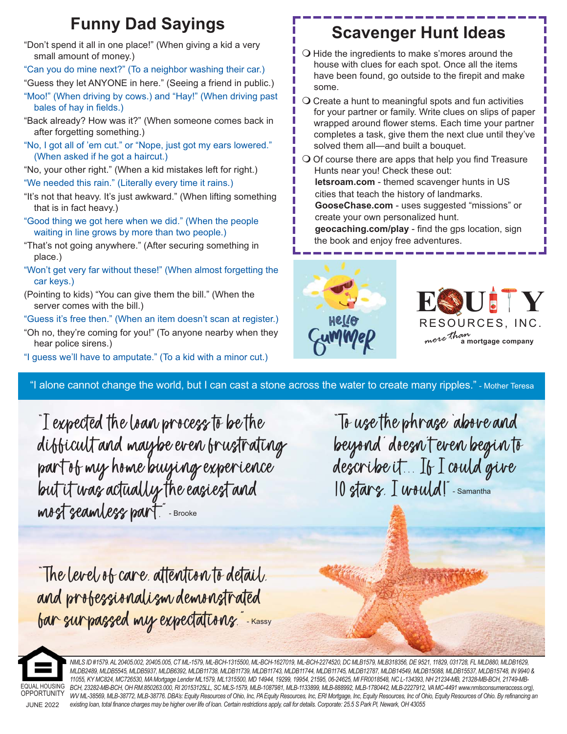## Funny Dad Sayings

"Don't spend it all in one place!" (When giving a kid a very small amount of money.)

"Can you do mine next?" (To a neighbor washing their car.)

"Guess they let ANYONE in here." (Seeing a friend in public.)

"Moo!" (When driving by cows.) and "Hay!" (When driving past bales of hay in fields.)

"Back already? How was it?" (When someone comes back in after forgetting something.)

"No, I got all of 'em cut." or "Nope, just got my ears lowered." (When asked if he got a haircut.)

"No, your other right." (When a kid mistakes left for right.)

"We needed this rain." (Literally every time it rains.)

"It's not that heavy. It's just awkward." (When lifting something that is in fact heavy.)

"Good thing we got here when we did." (When the people waiting in line grows by more than two people.)

"That's not going anywhere." (After securing something in place.)

"Won't get very far without these!" (When almost forgetting the car keys.)

(Pointing to kids) "You can give them the bill." (When the server comes with the bill.)

"Guess it's free then." (When an item doesn't scan at register.)

"Oh no, they're coming for you!" (To anyone nearby when they hear police sirens.)

"I guess we'll have to amputate." (To a kid with a minor cut.)

## Scavenger Hunt Ideas

- Hide the ingredients to make s'mores around the house with clues for each spot. Once all the items have been found, go outside to the firepit and make some.
- Create a hunt to meaningful spots and fun activities for your partner or family. Write clues on slips of paper wrapped around flower stems. Each time your partner completes a task, give them the next clue until they've solved them all—and built a bouquet.
- Of course there are apps that help you find Treasure Hunts near you! Check these out:
  **letsroam.com** - themed scavenger hunts in US cities that teach the history of landmarks.
  **GooseChase.com** - uses suggested "missions" or create your own personalized hunt.
  **geocaching.com/play** - find the gps location, sign the book and enjoy free adventures.

Hello Summer

EQUITY RESOURCES, INC.
more than a mortgage company

"I alone cannot change the world, but I can cast a stone across the water to create many ripples." - Mother Teresa

"I expected the loan process to be the difficult and maybe even frustrating part of my home buying experience but it was actually the easiest and most seamless part." - Brooke

"To use the phrase 'above and beyond' doesn't even begin to describe it... If I could give 10 stars, I would!" - Samantha

"The level of care, attention to detail, and professionalism demonstrated far surpassed my expectations." - Kassy

EQUAL HOUSING OPPORTUNITY

JUNE 2022

*NMLS ID #1579. AL 20405.002, 20405.005, CT ML-1579, ML-BCH-1315500, ML-BCH-1627019, ML-BCH-2274520, DC MLB1579, MLB318356, DE 9521, 11829, 031728, FL MLD880, MLDB1629, MLDB2489, MLDB5545, MLDB5937, MLDB6392, MLDB11738, MLDB11739, MLDB11743, MLDB11744, MLDB11745, MLDB12787, MLDB14549, MLDB15088, MLDB15537, MLDB15748, IN 9940 & 11055, KY MC824, MC726530, MA Mortgage Lender ML1579, ML1315500, MD 14944, 19299, 19954, 21595, 06-24625, MI FR0018548, NC L-134393, NH 21234-MB, 21328-MB-BCH, 21749-MB-BCH, 23282-MB-BCH, OH RM.850263.000, RI 20153125LL, SC MLS-1579, MLB-1087981, MLB-1133899, MLB-888992, MLB-1780442, MLB-2227912, VA MC-4491 www.nmlsconsumeraccess.org), WV ML-38569, MLB-38772, MLB-38776. DBA's: Equity Resources of Ohio, Inc, PA Equity Resources, Inc, ERI Mortgage, Inc, Equity Resources, Inc of Ohio, Equity Resources of Ohio. By refinancing an existing loan, total finance charges may be higher over life of loan. Certain restrictions apply, call for details. Corporate: 25.5 S Park Pl, Newark, OH 43055*